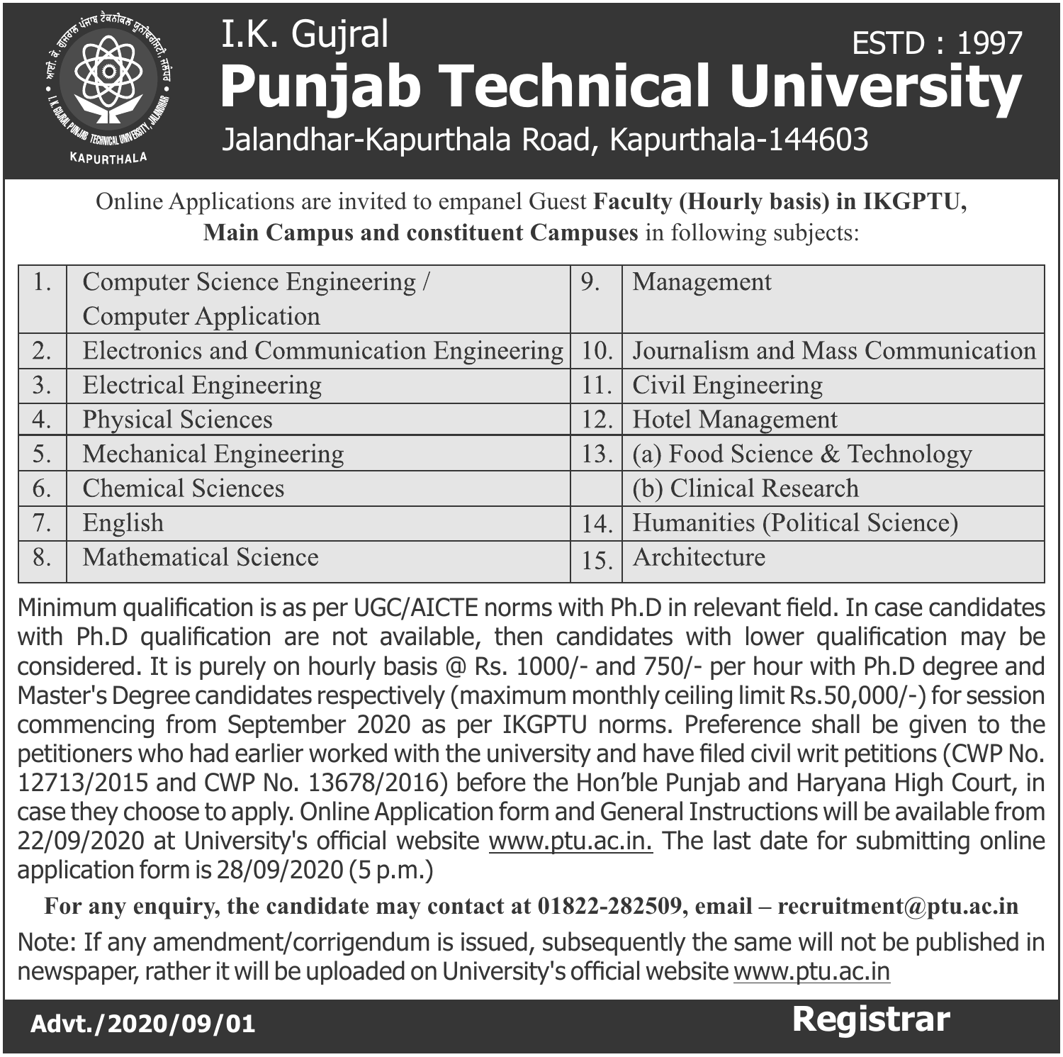I.K. Gujral

# Punjab Technical University

ESTD : 1997

Jalandhar-Kapurthala Road, Kapurthala-144603

Online Applications are invited to empanel Guest **Faculty (Hourly basis) in IKGPTU, Main Campus and constituent Campuses** in following subjects:

| | | | |
|---|---|---|---|
| 1. | Computer Science Engineering / Computer Application | 9. | Management |
| 2. | Electronics and Communication Engineering | 10. | Journalism and Mass Communication |
| 3. | Electrical Engineering | 11. | Civil Engineering |
| 4. | Physical Sciences | 12. | Hotel Management |
| 5. | Mechanical Engineering | 13. | (a) Food Science & Technology |
| 6. | Chemical Sciences | | (b) Clinical Research |
| 7. | English | 14. | Humanities (Political Science) |
| 8. | Mathematical Science | 15. | Architecture |

Minimum qualification is as per UGC/AICTE norms with Ph.D in relevant field. In case candidates with Ph.D qualification are not available, then candidates with lower qualification may be considered. It is purely on hourly basis @ Rs. 1000/- and 750/- per hour with Ph.D degree and Master's Degree candidates respectively (maximum monthly ceiling limit Rs.50,000/-) for session commencing from September 2020 as per IKGPTU norms. Preference shall be given to the petitioners who had earlier worked with the university and have filed civil writ petitions (CWP No. 12713/2015 and CWP No. 13678/2016) before the Hon'ble Punjab and Haryana High Court, in case they choose to apply. Online Application form and General Instructions will be available from 22/09/2020 at University's official website www.ptu.ac.in. The last date for submitting online application form is 28/09/2020 (5 p.m.)

**For any enquiry, the candidate may contact at 01822-282509, email – recruitment@ptu.ac.in**

Note: If any amendment/corrigendum is issued, subsequently the same will not be published in newspaper, rather it will be uploaded on University's official website www.ptu.ac.in

**Advt./2020/09/01** **Registrar**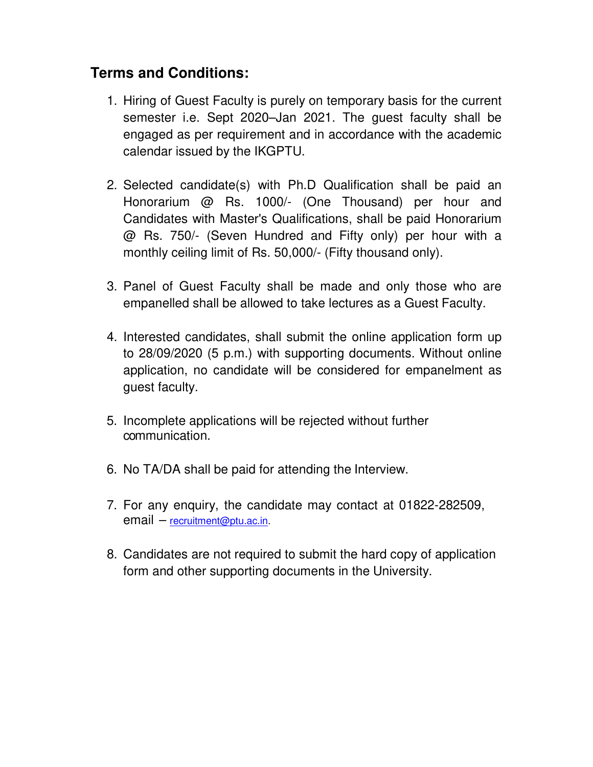## Terms and Conditions:

1. Hiring of Guest Faculty is purely on temporary basis for the current semester i.e. Sept 2020–Jan 2021. The guest faculty shall be engaged as per requirement and in accordance with the academic calendar issued by the IKGPTU.

2. Selected candidate(s) with Ph.D Qualification shall be paid an Honorarium @ Rs. 1000/- (One Thousand) per hour and Candidates with Master's Qualifications, shall be paid Honorarium @ Rs. 750/- (Seven Hundred and Fifty only) per hour with a monthly ceiling limit of Rs. 50,000/- (Fifty thousand only).

3. Panel of Guest Faculty shall be made and only those who are empanelled shall be allowed to take lectures as a Guest Faculty.

4. Interested candidates, shall submit the online application form up to 28/09/2020 (5 p.m.) with supporting documents. Without online application, no candidate will be considered for empanelment as guest faculty.

5. Incomplete applications will be rejected without further communication.

6. No TA/DA shall be paid for attending the Interview.

7. For any enquiry, the candidate may contact at 01822-282509, email – recruitment@ptu.ac.in.

8. Candidates are not required to submit the hard copy of application form and other supporting documents in the University.